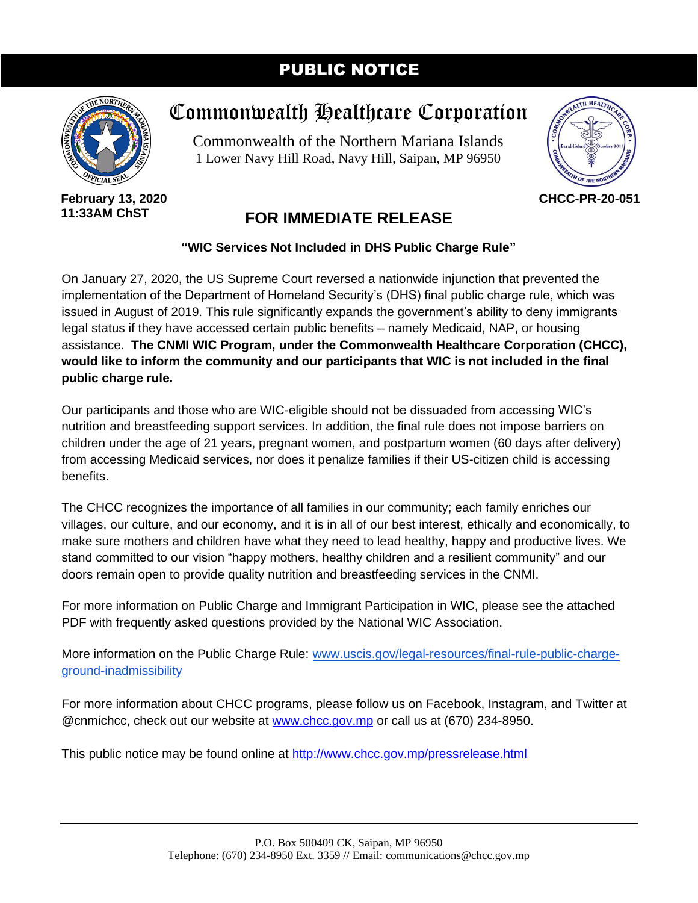# PUBLIC NOTICE

## Commonwealth Healthcare Corporation

Commonwealth of the Northern Mariana Islands
1 Lower Navy Hill Road, Navy Hill, Saipan, MP 96950

**February 13, 2020**
**11:33AM ChST**

**CHCC-PR-20-051**

## FOR IMMEDIATE RELEASE

**"WIC Services Not Included in DHS Public Charge Rule"**

On January 27, 2020, the US Supreme Court reversed a nationwide injunction that prevented the implementation of the Department of Homeland Security's (DHS) final public charge rule, which was issued in August of 2019. This rule significantly expands the government's ability to deny immigrants legal status if they have accessed certain public benefits – namely Medicaid, NAP, or housing assistance. **The CNMI WIC Program, under the Commonwealth Healthcare Corporation (CHCC), would like to inform the community and our participants that WIC is not included in the final public charge rule.**

Our participants and those who are WIC-eligible should not be dissuaded from accessing WIC's nutrition and breastfeeding support services. In addition, the final rule does not impose barriers on children under the age of 21 years, pregnant women, and postpartum women (60 days after delivery) from accessing Medicaid services, nor does it penalize families if their US-citizen child is accessing benefits.

The CHCC recognizes the importance of all families in our community; each family enriches our villages, our culture, and our economy, and it is in all of our best interest, ethically and economically, to make sure mothers and children have what they need to lead healthy, happy and productive lives. We stand committed to our vision "happy mothers, healthy children and a resilient community" and our doors remain open to provide quality nutrition and breastfeeding services in the CNMI.

For more information on Public Charge and Immigrant Participation in WIC, please see the attached PDF with frequently asked questions provided by the National WIC Association.

More information on the Public Charge Rule: [www.uscis.gov/legal-resources/final-rule-public-charge-ground-inadmissibility](www.uscis.gov/legal-resources/final-rule-public-charge-ground-inadmissibility)

For more information about CHCC programs, please follow us on Facebook, Instagram, and Twitter at @cnmichcc, check out our website at [www.chcc.gov.mp](www.chcc.gov.mp) or call us at (670) 234-8950.

This public notice may be found online at [http://www.chcc.gov.mp/pressrelease.html](http://www.chcc.gov.mp/pressrelease.html)

---

P.O. Box 500409 CK, Saipan, MP 96950
Telephone: (670) 234-8950 Ext. 3359 // Email: communications@chcc.gov.mp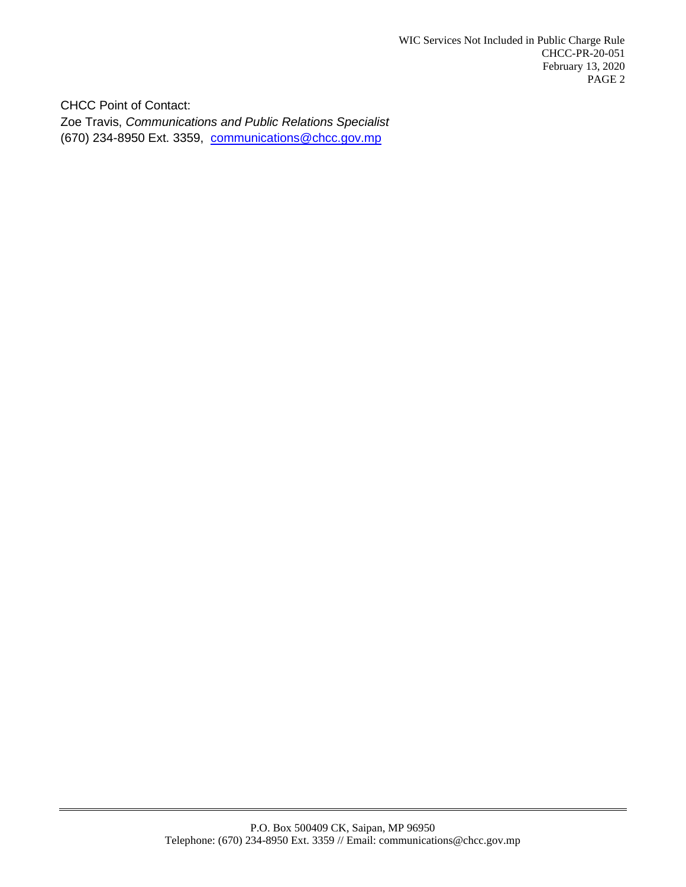CHCC Point of Contact:

Zoe Travis, *Communications and Public Relations Specialist*

(670) 234-8950 Ext. 3359, [communications@chcc.gov.mp](mailto:communications@chcc.gov.mp)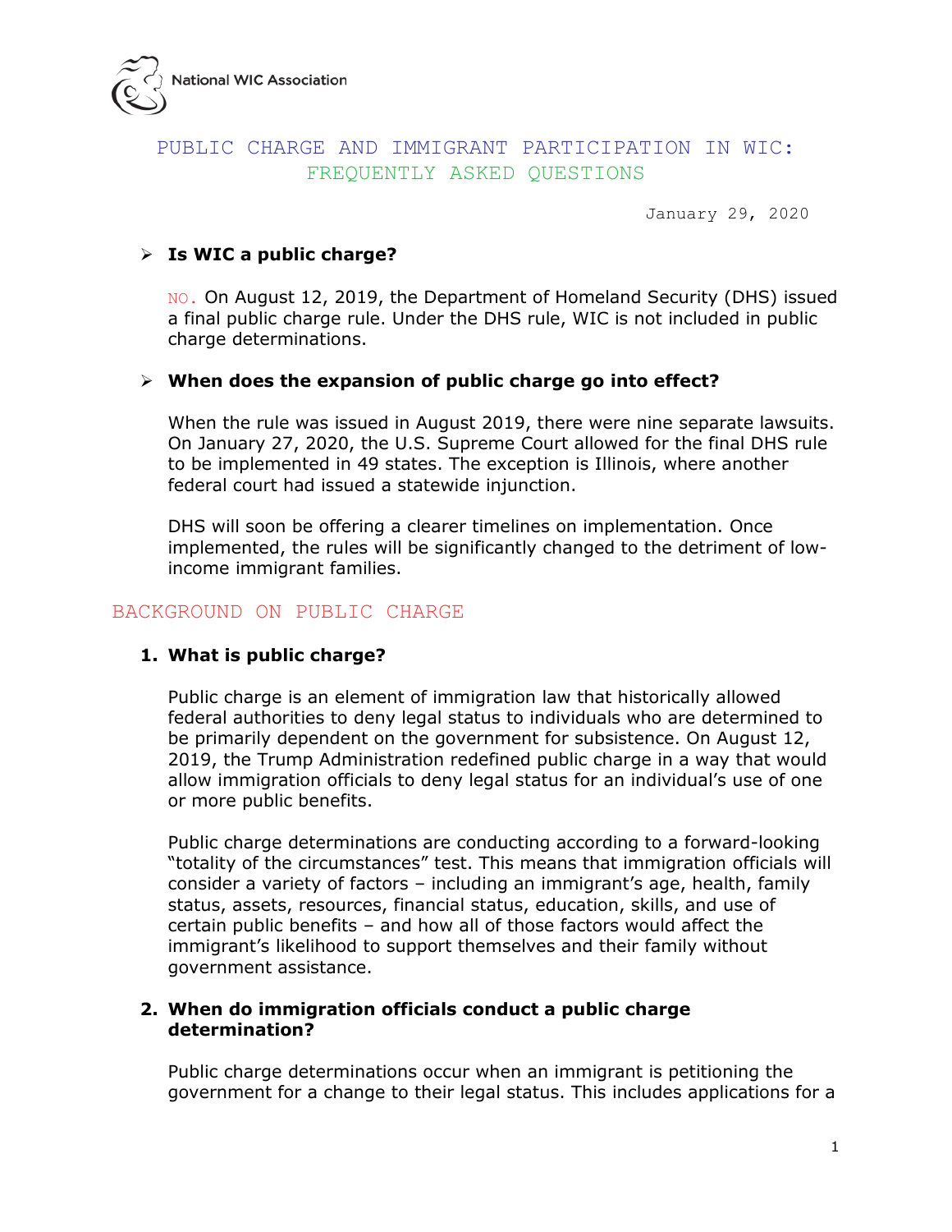National WIC Association

# PUBLIC CHARGE AND IMMIGRANT PARTICIPATION IN WIC: FREQUENTLY ASKED QUESTIONS

January 29, 2020

- **Is WIC a public charge?**

  NO. On August 12, 2019, the Department of Homeland Security (DHS) issued a final public charge rule. Under the DHS rule, WIC is not included in public charge determinations.

- **When does the expansion of public charge go into effect?**

  When the rule was issued in August 2019, there were nine separate lawsuits. On January 27, 2020, the U.S. Supreme Court allowed for the final DHS rule to be implemented in 49 states. The exception is Illinois, where another federal court had issued a statewide injunction.

  DHS will soon be offering a clearer timelines on implementation. Once implemented, the rules will be significantly changed to the detriment of low-income immigrant families.

## BACKGROUND ON PUBLIC CHARGE

1. **What is public charge?**

   Public charge is an element of immigration law that historically allowed federal authorities to deny legal status to individuals who are determined to be primarily dependent on the government for subsistence. On August 12, 2019, the Trump Administration redefined public charge in a way that would allow immigration officials to deny legal status for an individual's use of one or more public benefits.

   Public charge determinations are conducting according to a forward-looking "totality of the circumstances" test. This means that immigration officials will consider a variety of factors – including an immigrant's age, health, family status, assets, resources, financial status, education, skills, and use of certain public benefits – and how all of those factors would affect the immigrant's likelihood to support themselves and their family without government assistance.

2. **When do immigration officials conduct a public charge determination?**

   Public charge determinations occur when an immigrant is petitioning the government for a change to their legal status. This includes applications for a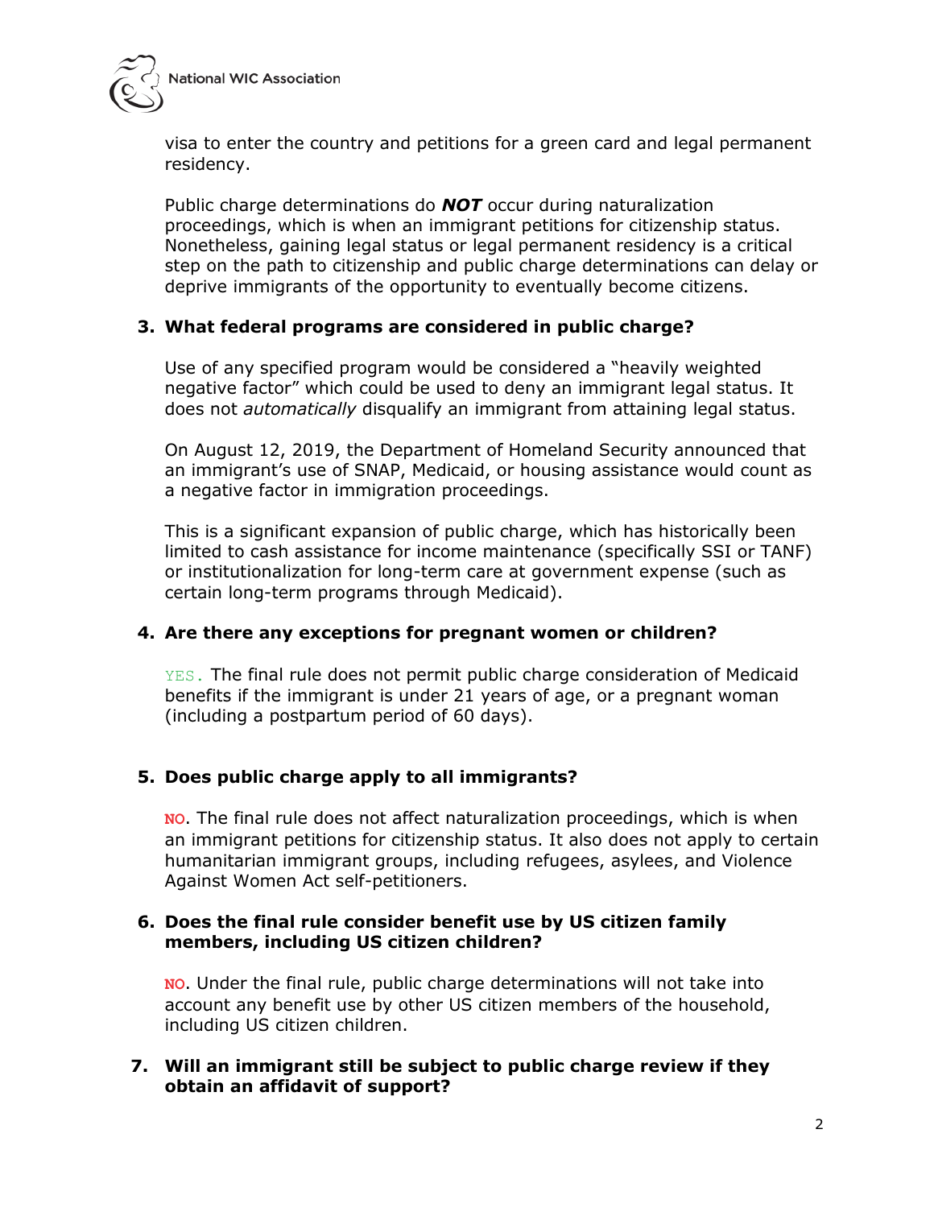visa to enter the country and petitions for a green card and legal permanent residency.

Public charge determinations do ***NOT*** occur during naturalization proceedings, which is when an immigrant petitions for citizenship status. Nonetheless, gaining legal status or legal permanent residency is a critical step on the path to citizenship and public charge determinations can delay or deprive immigrants of the opportunity to eventually become citizens.

3. **What federal programs are considered in public charge?**

   Use of any specified program would be considered a "heavily weighted negative factor" which could be used to deny an immigrant legal status. It does not *automatically* disqualify an immigrant from attaining legal status.

   On August 12, 2019, the Department of Homeland Security announced that an immigrant's use of SNAP, Medicaid, or housing assistance would count as a negative factor in immigration proceedings.

   This is a significant expansion of public charge, which has historically been limited to cash assistance for income maintenance (specifically SSI or TANF) or institutionalization for long-term care at government expense (such as certain long-term programs through Medicaid).

4. **Are there any exceptions for pregnant women or children?**

   YES. The final rule does not permit public charge consideration of Medicaid benefits if the immigrant is under 21 years of age, or a pregnant woman (including a postpartum period of 60 days).

5. **Does public charge apply to all immigrants?**

   NO. The final rule does not affect naturalization proceedings, which is when an immigrant petitions for citizenship status. It also does not apply to certain humanitarian immigrant groups, including refugees, asylees, and Violence Against Women Act self-petitioners.

6. **Does the final rule consider benefit use by US citizen family members, including US citizen children?**

   NO. Under the final rule, public charge determinations will not take into account any benefit use by other US citizen members of the household, including US citizen children.

7. **Will an immigrant still be subject to public charge review if they obtain an affidavit of support?**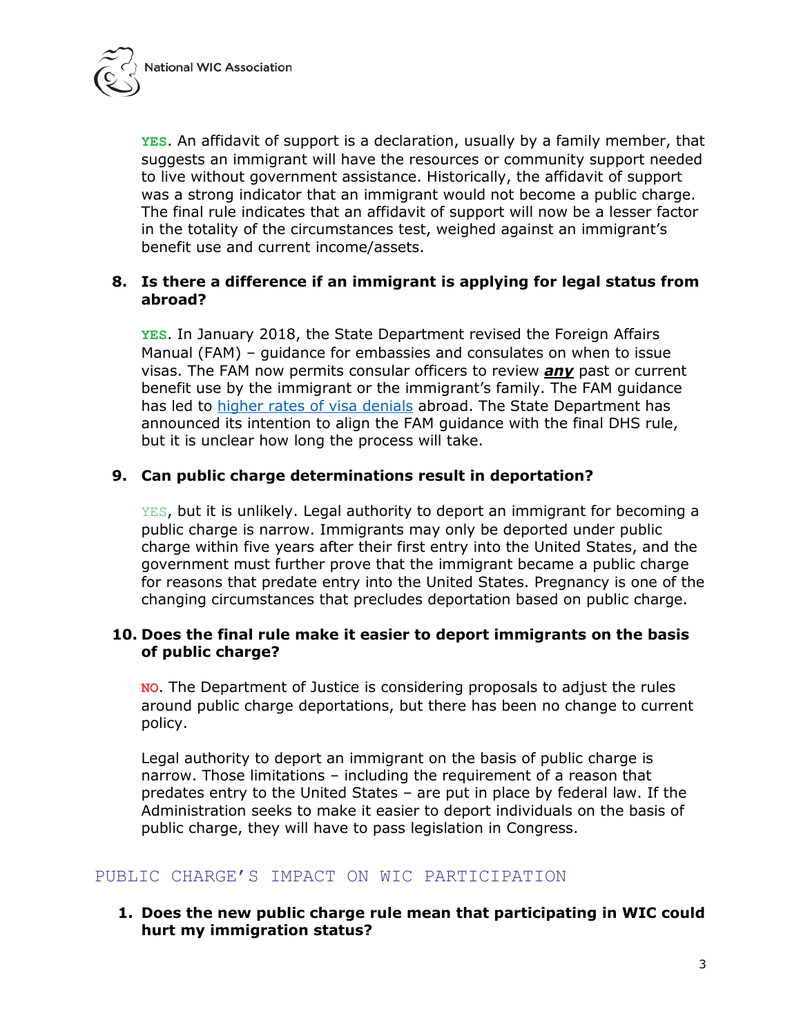**YES**. An affidavit of support is a declaration, usually by a family member, that suggests an immigrant will have the resources or community support needed to live without government assistance. Historically, the affidavit of support was a strong indicator that an immigrant would not become a public charge. The final rule indicates that an affidavit of support will now be a lesser factor in the totality of the circumstances test, weighed against an immigrant's benefit use and current income/assets.

8. **Is there a difference if an immigrant is applying for legal status from abroad?**

   **YES**. In January 2018, the State Department revised the Foreign Affairs Manual (FAM) – guidance for embassies and consulates on when to issue visas. The FAM now permits consular officers to review ***any*** past or current benefit use by the immigrant or the immigrant's family. The FAM guidance has led to higher rates of visa denials abroad. The State Department has announced its intention to align the FAM guidance with the final DHS rule, but it is unclear how long the process will take.

9. **Can public charge determinations result in deportation?**

   YES, but it is unlikely. Legal authority to deport an immigrant for becoming a public charge is narrow. Immigrants may only be deported under public charge within five years after their first entry into the United States, and the government must further prove that the immigrant became a public charge for reasons that predate entry into the United States. Pregnancy is one of the changing circumstances that precludes deportation based on public charge.

10. **Does the final rule make it easier to deport immigrants on the basis of public charge?**

    **NO**. The Department of Justice is considering proposals to adjust the rules around public charge deportations, but there has been no change to current policy.

    Legal authority to deport an immigrant on the basis of public charge is narrow. Those limitations – including the requirement of a reason that predates entry to the United States – are put in place by federal law. If the Administration seeks to make it easier to deport individuals on the basis of public charge, they will have to pass legislation in Congress.

## PUBLIC CHARGE'S IMPACT ON WIC PARTICIPATION

1. **Does the new public charge rule mean that participating in WIC could hurt my immigration status?**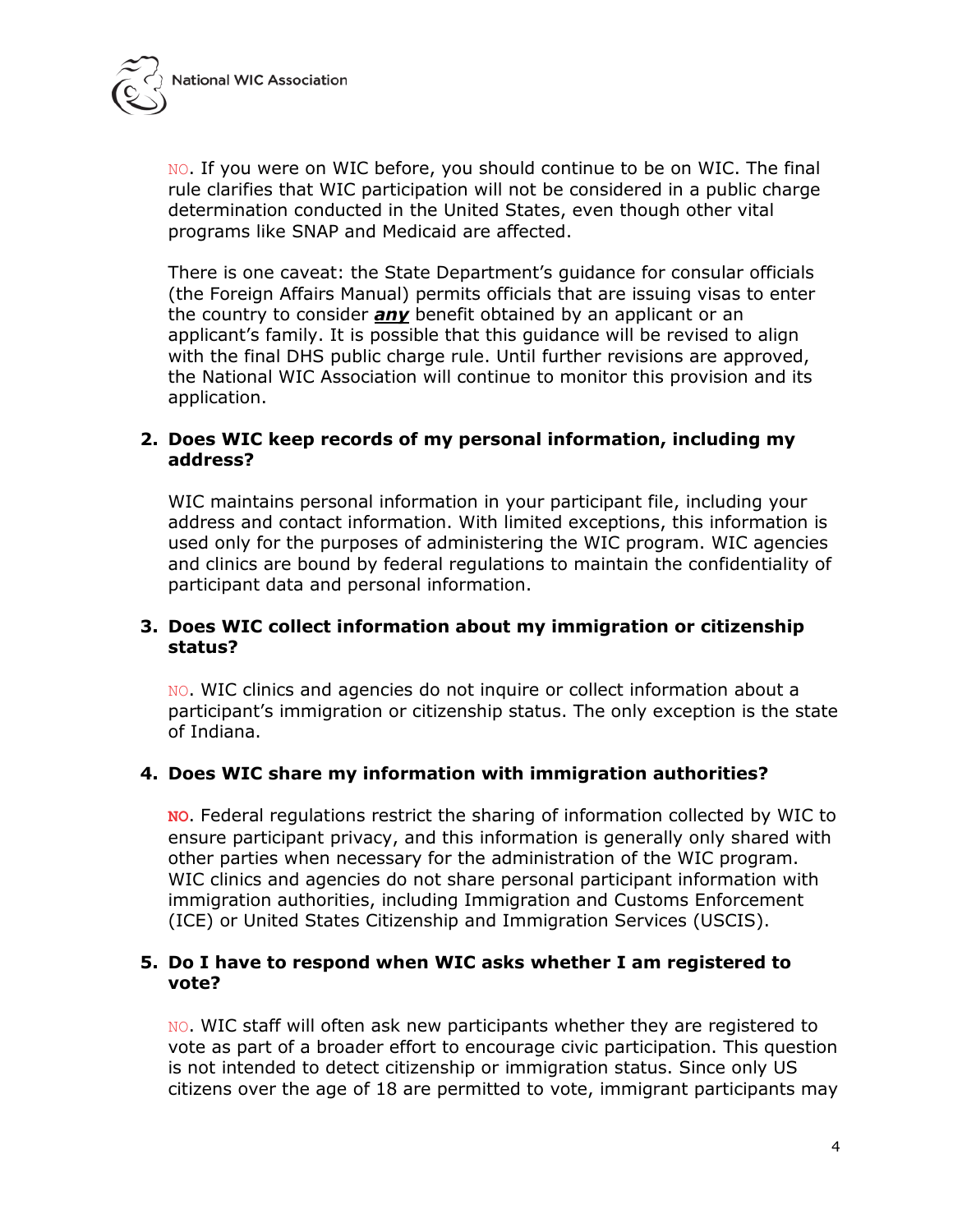NO. If you were on WIC before, you should continue to be on WIC. The final rule clarifies that WIC participation will not be considered in a public charge determination conducted in the United States, even though other vital programs like SNAP and Medicaid are affected.

There is one caveat: the State Department's guidance for consular officials (the Foreign Affairs Manual) permits officials that are issuing visas to enter the country to consider ***any*** benefit obtained by an applicant or an applicant's family. It is possible that this guidance will be revised to align with the final DHS public charge rule. Until further revisions are approved, the National WIC Association will continue to monitor this provision and its application.

2. **Does WIC keep records of my personal information, including my address?**

   WIC maintains personal information in your participant file, including your address and contact information. With limited exceptions, this information is used only for the purposes of administering the WIC program. WIC agencies and clinics are bound by federal regulations to maintain the confidentiality of participant data and personal information.

3. **Does WIC collect information about my immigration or citizenship status?**

   NO. WIC clinics and agencies do not inquire or collect information about a participant's immigration or citizenship status. The only exception is the state of Indiana.

4. **Does WIC share my information with immigration authorities?**

   **NO**. Federal regulations restrict the sharing of information collected by WIC to ensure participant privacy, and this information is generally only shared with other parties when necessary for the administration of the WIC program. WIC clinics and agencies do not share personal participant information with immigration authorities, including Immigration and Customs Enforcement (ICE) or United States Citizenship and Immigration Services (USCIS).

5. **Do I have to respond when WIC asks whether I am registered to vote?**

   NO. WIC staff will often ask new participants whether they are registered to vote as part of a broader effort to encourage civic participation. This question is not intended to detect citizenship or immigration status. Since only US citizens over the age of 18 are permitted to vote, immigrant participants may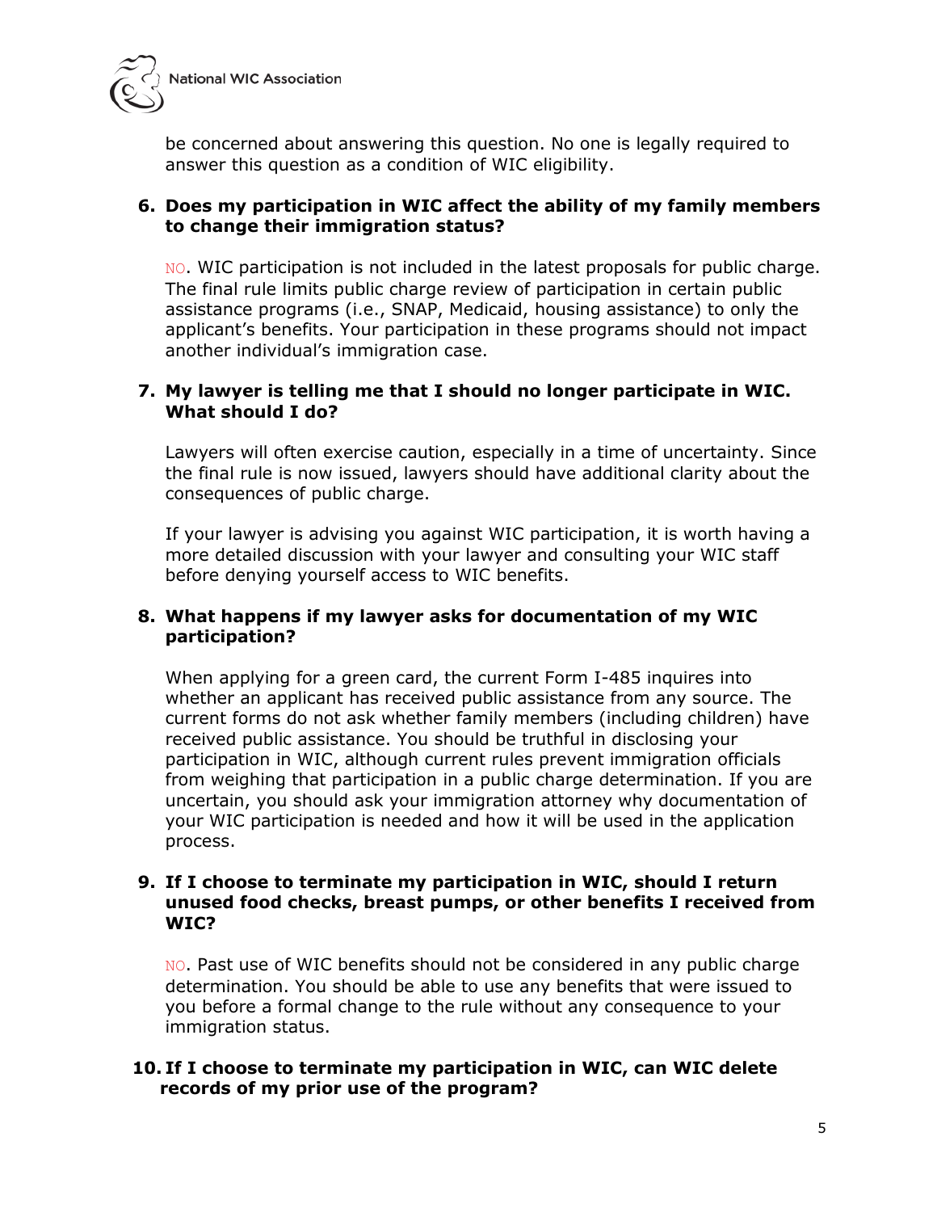be concerned about answering this question. No one is legally required to answer this question as a condition of WIC eligibility.

6. **Does my participation in WIC affect the ability of my family members to change their immigration status?**

   NO. WIC participation is not included in the latest proposals for public charge. The final rule limits public charge review of participation in certain public assistance programs (i.e., SNAP, Medicaid, housing assistance) to only the applicant's benefits. Your participation in these programs should not impact another individual's immigration case.

7. **My lawyer is telling me that I should no longer participate in WIC. What should I do?**

   Lawyers will often exercise caution, especially in a time of uncertainty. Since the final rule is now issued, lawyers should have additional clarity about the consequences of public charge.

   If your lawyer is advising you against WIC participation, it is worth having a more detailed discussion with your lawyer and consulting your WIC staff before denying yourself access to WIC benefits.

8. **What happens if my lawyer asks for documentation of my WIC participation?**

   When applying for a green card, the current Form I-485 inquires into whether an applicant has received public assistance from any source. The current forms do not ask whether family members (including children) have received public assistance. You should be truthful in disclosing your participation in WIC, although current rules prevent immigration officials from weighing that participation in a public charge determination. If you are uncertain, you should ask your immigration attorney why documentation of your WIC participation is needed and how it will be used in the application process.

9. **If I choose to terminate my participation in WIC, should I return unused food checks, breast pumps, or other benefits I received from WIC?**

   NO. Past use of WIC benefits should not be considered in any public charge determination. You should be able to use any benefits that were issued to you before a formal change to the rule without any consequence to your immigration status.

10. **If I choose to terminate my participation in WIC, can WIC delete records of my prior use of the program?**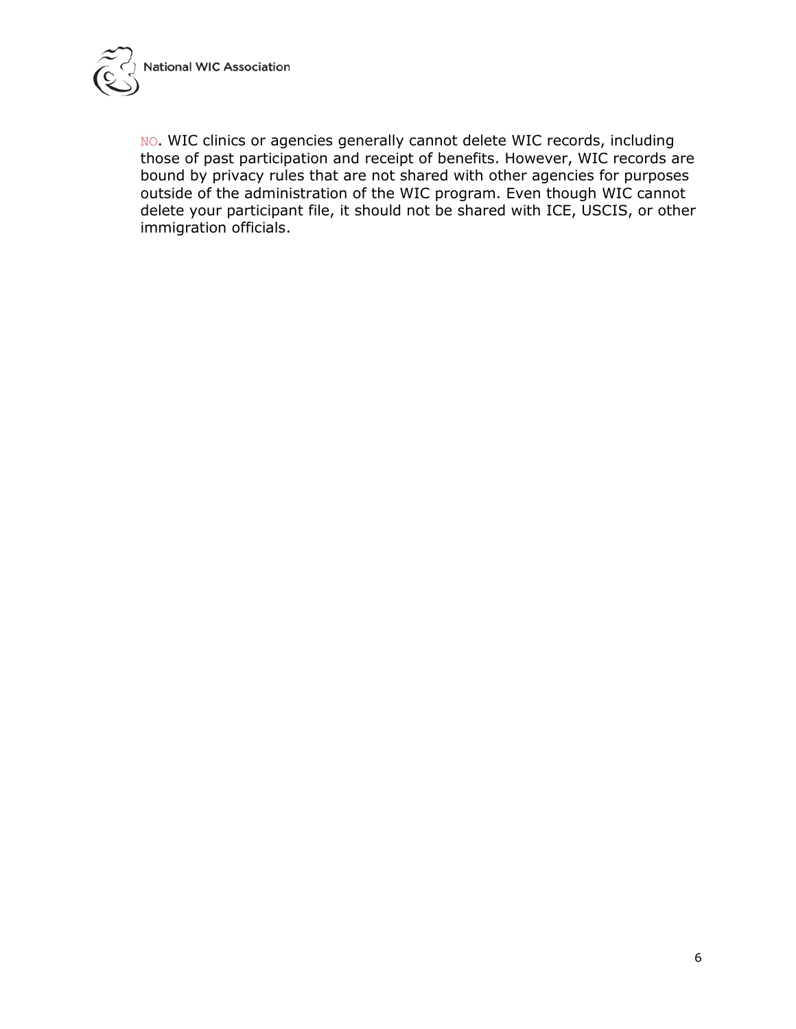NO. WIC clinics or agencies generally cannot delete WIC records, including those of past participation and receipt of benefits. However, WIC records are bound by privacy rules that are not shared with other agencies for purposes outside of the administration of the WIC program. Even though WIC cannot delete your participant file, it should not be shared with ICE, USCIS, or other immigration officials.